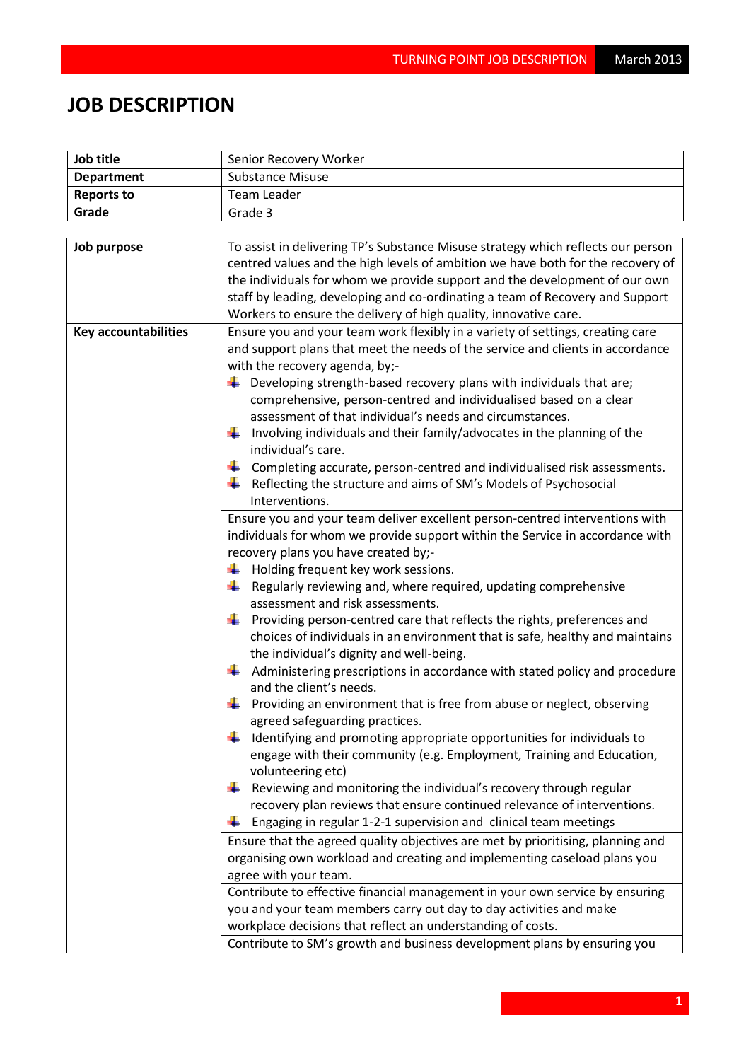# JOB DESCRIPTION

| Job title | Senior Recovery Worker |
| --- | --- |
| Department | Substance Misuse |
| Reports to | Team Leader |
| Grade | Grade 3 |

| **Job purpose** | To assist in delivering TP's Substance Misuse strategy which reflects our person centred values and the high levels of ambition we have both for the recovery of the individuals for whom we provide support and the development of our own staff by leading, developing and co-ordinating a team of Recovery and Support Workers to ensure the delivery of high quality, innovative care. |
| --- | --- |
| **Key accountabilities** | Ensure you and your team work flexibly in a variety of settings, creating care and support plans that meet the needs of the service and clients in accordance with the recovery agenda, by;- <br>• Developing strength-based recovery plans with individuals that are; comprehensive, person-centred and individualised based on a clear assessment of that individual's needs and circumstances.<br>• Involving individuals and their family/advocates in the planning of the individual's care.<br>• Completing accurate, person-centred and individualised risk assessments.<br>• Reflecting the structure and aims of SM's Models of Psychosocial Interventions. |
| | Ensure you and your team deliver excellent person-centred interventions with individuals for whom we provide support within the Service in accordance with recovery plans you have created by;-<br>• Holding frequent key work sessions.<br>• Regularly reviewing and, where required, updating comprehensive assessment and risk assessments.<br>• Providing person-centred care that reflects the rights, preferences and choices of individuals in an environment that is safe, healthy and maintains the individual's dignity and well-being.<br>• Administering prescriptions in accordance with stated policy and procedure and the client's needs.<br>• Providing an environment that is free from abuse or neglect, observing agreed safeguarding practices.<br>• Identifying and promoting appropriate opportunities for individuals to engage with their community (e.g. Employment, Training and Education, volunteering etc)<br>• Reviewing and monitoring the individual's recovery through regular recovery plan reviews that ensure continued relevance of interventions.<br>• Engaging in regular 1-2-1 supervision and clinical team meetings |
| | Ensure that the agreed quality objectives are met by prioritising, planning and organising own workload and creating and implementing caseload plans you agree with your team. |
| | Contribute to effective financial management in your own service by ensuring you and your team members carry out day to day activities and make workplace decisions that reflect an understanding of costs. |
| | Contribute to SM's growth and business development plans by ensuring you |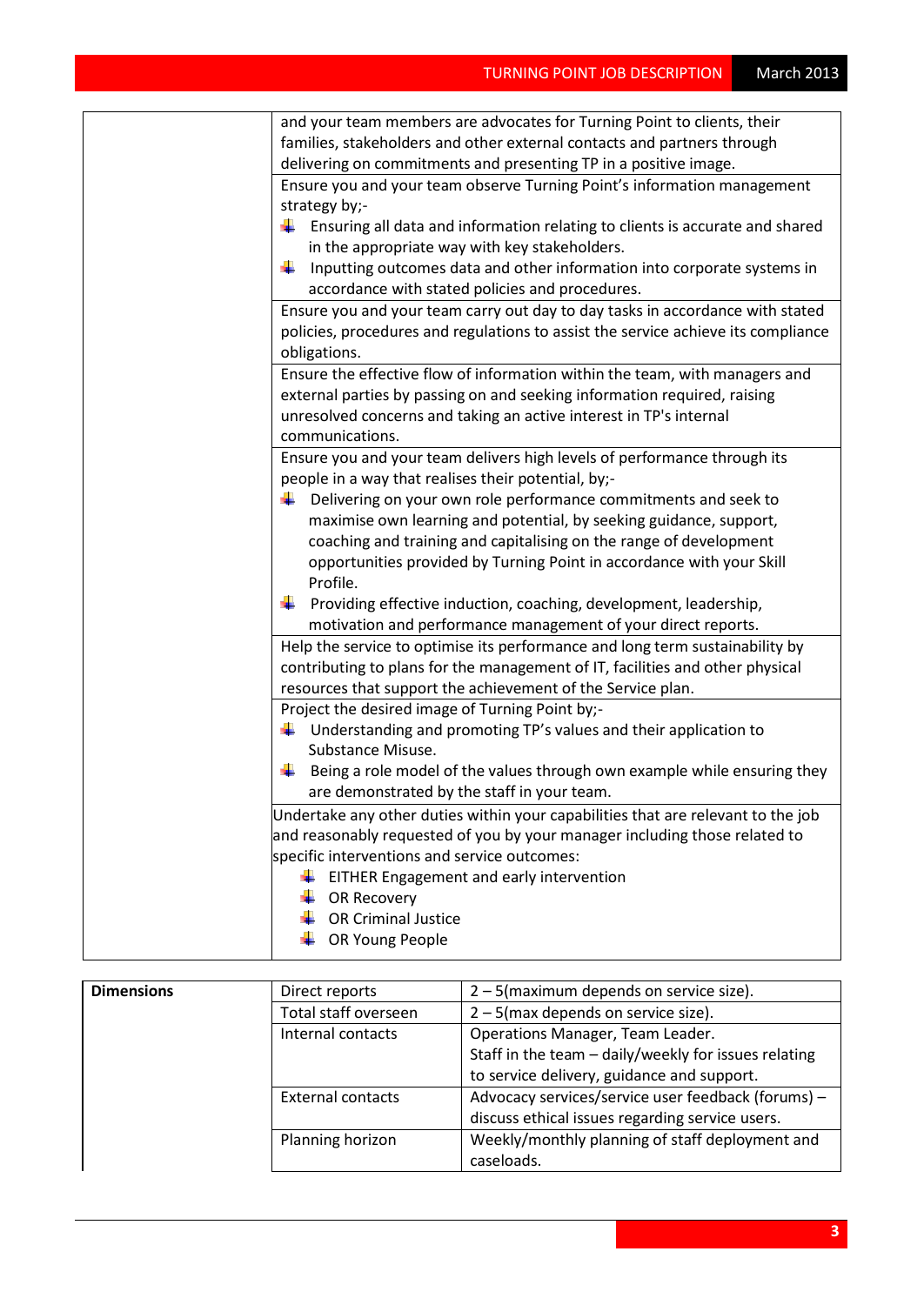| | |
|---|---|
| | and your team members are advocates for Turning Point to clients, their families, stakeholders and other external contacts and partners through delivering on commitments and presenting TP in a positive image. |
| | Ensure you and your team observe Turning Point's information management strategy by;- <br>- Ensuring all data and information relating to clients is accurate and shared in the appropriate way with key stakeholders.<br>- Inputting outcomes data and other information into corporate systems in accordance with stated policies and procedures. |
| | Ensure you and your team carry out day to day tasks in accordance with stated policies, procedures and regulations to assist the service achieve its compliance obligations. |
| | Ensure the effective flow of information within the team, with managers and external parties by passing on and seeking information required, raising unresolved concerns and taking an active interest in TP's internal communications. |
| | Ensure you and your team delivers high levels of performance through its people in a way that realises their potential, by;-<br>- Delivering on your own role performance commitments and seek to maximise own learning and potential, by seeking guidance, support, coaching and training and capitalising on the range of development opportunities provided by Turning Point in accordance with your Skill Profile.<br>- Providing effective induction, coaching, development, leadership, motivation and performance management of your direct reports. |
| | Help the service to optimise its performance and long term sustainability by contributing to plans for the management of IT, facilities and other physical resources that support the achievement of the Service plan. |
| | Project the desired image of Turning Point by;-<br>- Understanding and promoting TP's values and their application to Substance Misuse.<br>- Being a role model of the values through own example while ensuring they are demonstrated by the staff in your team. |
| | Undertake any other duties within your capabilities that are relevant to the job and reasonably requested of you by your manager including those related to specific interventions and service outcomes:<br>- EITHER Engagement and early intervention<br>- OR Recovery<br>- OR Criminal Justice<br>- OR Young People |

| **Dimensions** | Direct reports | 2 – 5(maximum depends on service size). |
|---|---|---|
| | Total staff overseen | 2 – 5(max depends on service size). |
| | Internal contacts | Operations Manager, Team Leader.<br>Staff in the team – daily/weekly for issues relating to service delivery, guidance and support. |
| | External contacts | Advocacy services/service user feedback (forums) – discuss ethical issues regarding service users. |
| | Planning horizon | Weekly/monthly planning of staff deployment and caseloads. |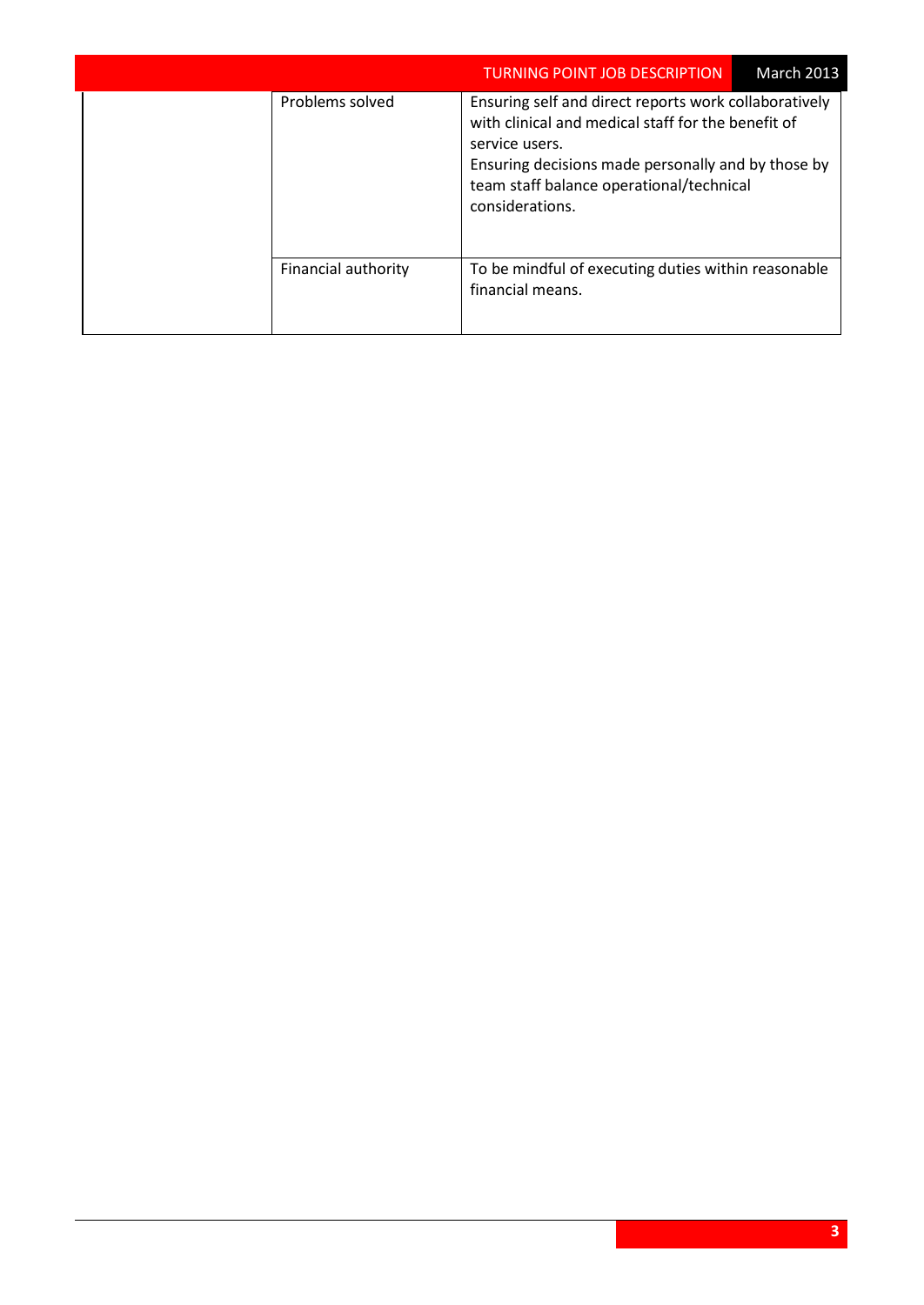| | | |
|---|---|---|
| | Problems solved | Ensuring self and direct reports work collaboratively with clinical and medical staff for the benefit of service users.<br>Ensuring decisions made personally and by those by team staff balance operational/technical considerations. |
| | Financial authority | To be mindful of executing duties within reasonable financial means. |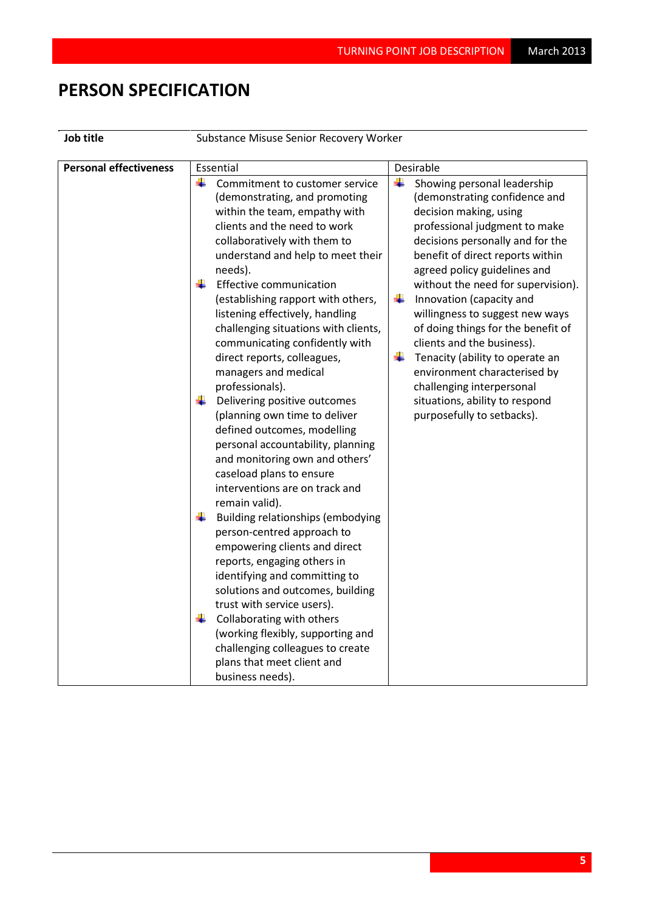# PERSON SPECIFICATION

| Job title | Substance Misuse Senior Recovery Worker | |
|---|---|---|
| **Personal effectiveness** | Essential | Desirable |
| | - Commitment to customer service (demonstrating, and promoting within the team, empathy with clients and the need to work collaboratively with them to understand and help to meet their needs).<br>- Effective communication (establishing rapport with others, listening effectively, handling challenging situations with clients, communicating confidently with direct reports, colleagues, managers and medical professionals).<br>- Delivering positive outcomes (planning own time to deliver defined outcomes, modelling personal accountability, planning and monitoring own and others' caseload plans to ensure interventions are on track and remain valid).<br>- Building relationships (embodying person-centred approach to empowering clients and direct reports, engaging others in identifying and committing to solutions and outcomes, building trust with service users).<br>- Collaborating with others (working flexibly, supporting and challenging colleagues to create plans that meet client and business needs). | - Showing personal leadership (demonstrating confidence and decision making, using professional judgment to make decisions personally and for the benefit of direct reports within agreed policy guidelines and without the need for supervision).<br>- Innovation (capacity and willingness to suggest new ways of doing things for the benefit of clients and the business).<br>- Tenacity (ability to operate an environment characterised by challenging interpersonal situations, ability to respond purposefully to setbacks). |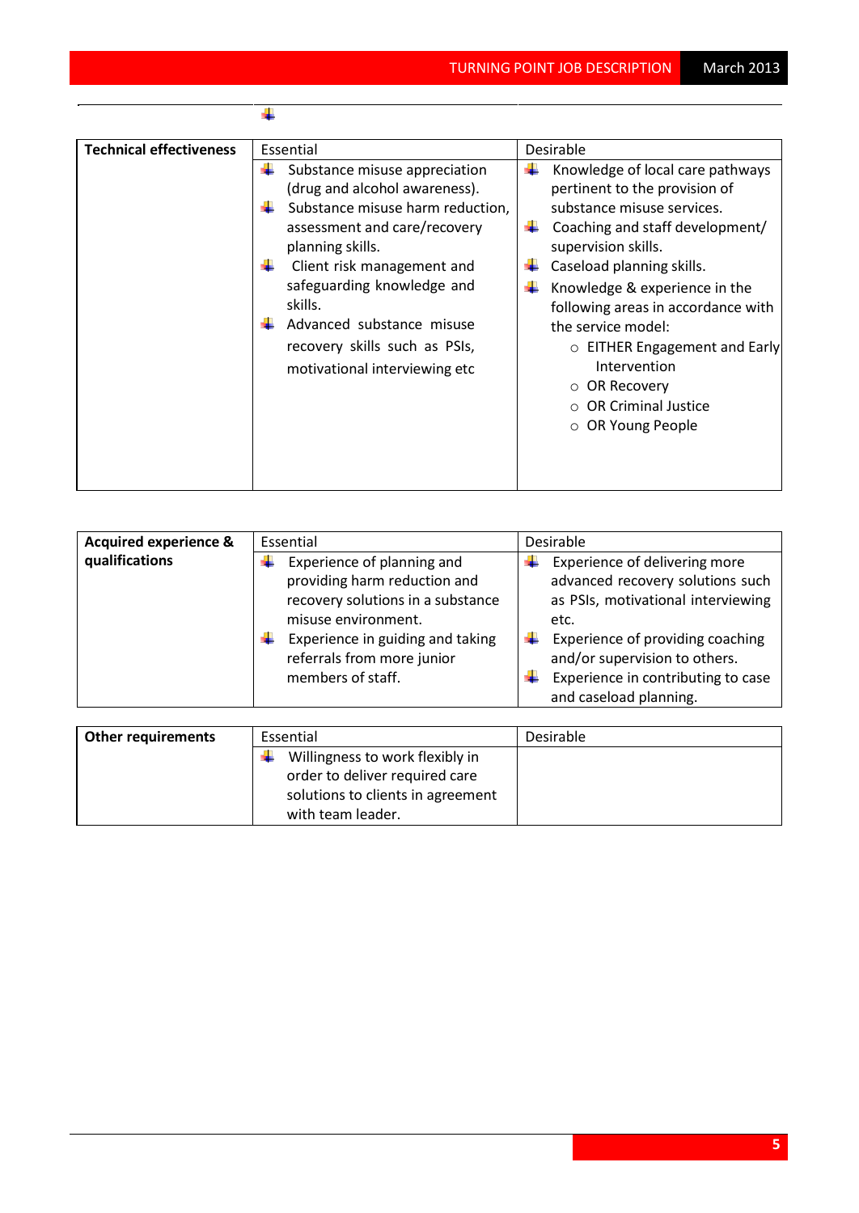| Technical effectiveness | Essential | Desirable |
|---|---|---|
| | • Substance misuse appreciation (drug and alcohol awareness).<br>• Substance misuse harm reduction, assessment and care/recovery planning skills.<br>• Client risk management and safeguarding knowledge and skills.<br>• Advanced substance misuse recovery skills such as PSIs, motivational interviewing etc | • Knowledge of local care pathways pertinent to the provision of substance misuse services.<br>• Coaching and staff development/ supervision skills.<br>• Caseload planning skills.<br>• Knowledge & experience in the following areas in accordance with the service model:<br>  ○ EITHER Engagement and Early Intervention<br>  ○ OR Recovery<br>  ○ OR Criminal Justice<br>  ○ OR Young People |

| Acquired experience & qualifications | Essential | Desirable |
|---|---|---|
| | • Experience of planning and providing harm reduction and recovery solutions in a substance misuse environment.<br>• Experience in guiding and taking referrals from more junior members of staff. | • Experience of delivering more advanced recovery solutions such as PSIs, motivational interviewing etc.<br>• Experience of providing coaching and/or supervision to others.<br>• Experience in contributing to case and caseload planning. |

| Other requirements | Essential | Desirable |
|---|---|---|
| | • Willingness to work flexibly in order to deliver required care solutions to clients in agreement with team leader. | |